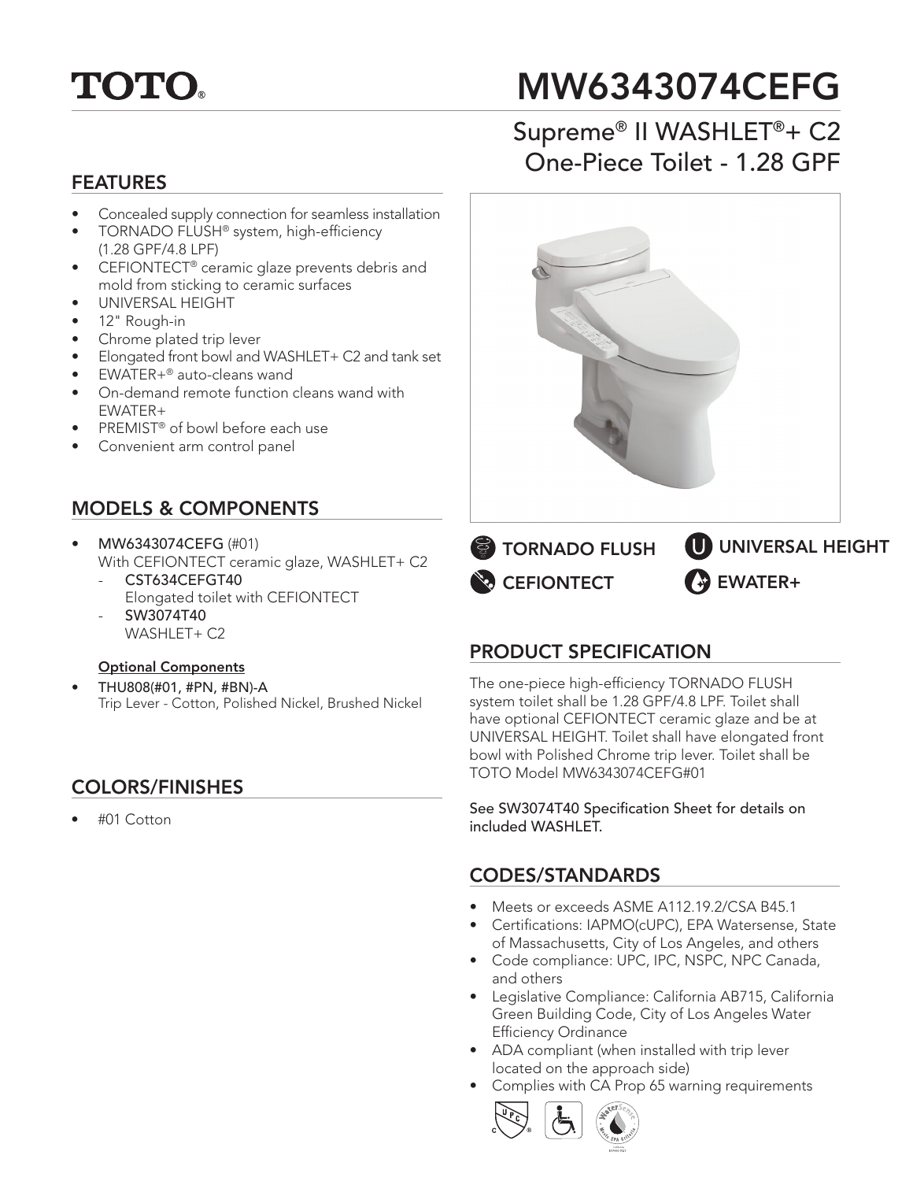# TOTO®

# MW6343074CEFG

## Supreme® II WASHLET®+ C2 One-Piece Toilet - 1.28 GPF

## FEATURES

- Concealed supply connection for seamless installation
- TORNADO FLUSH® system, high-efficiency (1.28 GPF/4.8 LPF)
- CEFIONTECT® ceramic glaze prevents debris and mold from sticking to ceramic surfaces
- UNIVERSAL HEIGHT
- 12" Rough-in
- Chrome plated trip lever
- Elongated front bowl and WASHLET+ C2 and tank set
- EWATER+® auto-cleans wand
- On-demand remote function cleans wand with EWATER+
- PREMIST® of bowl before each use
- Convenient arm control panel

TORNADO FLUSH | UNIVERSAL HEIGHT | CEFIONTECT | EWATER+

## MODELS & COMPONENTS

- **MW6343074CEFG** (#01)
  With CEFIONTECT ceramic glaze, WASHLET+ C2
  - **CST634CEFGT40**
    Elongated toilet with CEFIONTECT
  - **SW3074T40**
    WASHLET+ C2

**Optional Components**

- **THU808(#01, #PN, #BN)-A**
  Trip Lever - Cotton, Polished Nickel, Brushed Nickel

## COLORS/FINISHES

- #01 Cotton

## PRODUCT SPECIFICATION

The one-piece high-efficiency TORNADO FLUSH system toilet shall be 1.28 GPF/4.8 LPF. Toilet shall have optional CEFIONTECT ceramic glaze and be at UNIVERSAL HEIGHT. Toilet shall have elongated front bowl with Polished Chrome trip lever. Toilet shall be TOTO Model MW6343074CEFG#01

See SW3074T40 Specification Sheet for details on included WASHLET.

## CODES/STANDARDS

- Meets or exceeds ASME A112.19.2/CSA B45.1
- Certifications: IAPMO(cUPC), EPA Watersense, State of Massachusetts, City of Los Angeles, and others
- Code compliance: UPC, IPC, NSPC, NPC Canada, and others
- Legislative Compliance: California AB715, California Green Building Code, City of Los Angeles Water Efficiency Ordinance
- ADA compliant (when installed with trip lever located on the approach side)
- Complies with CA Prop 65 warning requirements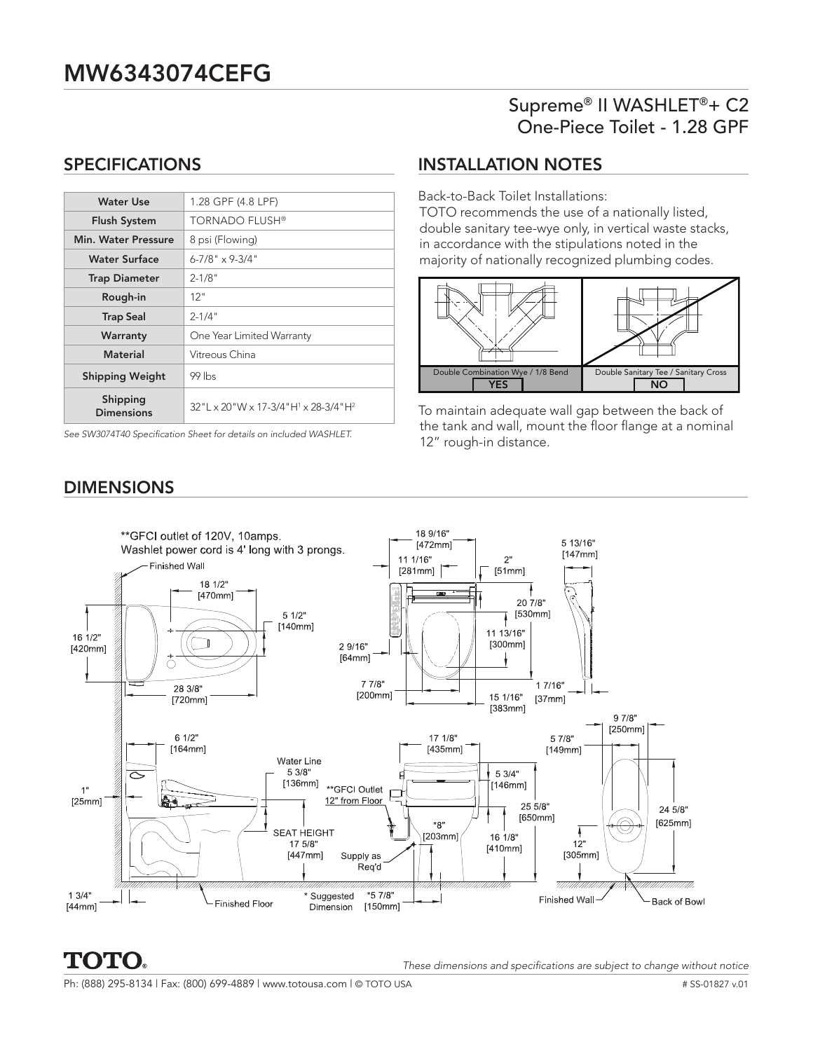# MW6343074CEFG

Supreme® II WASHLET®+ C2
One-Piece Toilet - 1.28 GPF

## SPECIFICATIONS

| | |
|---|---|
| Water Use | 1.28 GPF (4.8 LPF) |
| Flush System | TORNADO FLUSH® |
| Min. Water Pressure | 8 psi (Flowing) |
| Water Surface | 6-7/8" x 9-3/4" |
| Trap Diameter | 2-1/8" |
| Rough-in | 12" |
| Trap Seal | 2-1/4" |
| Warranty | One Year Limited Warranty |
| Material | Vitreous China |
| Shipping Weight | 99 lbs |
| Shipping Dimensions | 32"L x 20"W x 17-3/4"H[1] x 28-3/4"H[2] |

*See SW3074T40 Specification Sheet for details on included WASHLET.*

## INSTALLATION NOTES

Back-to-Back Toilet Installations:
TOTO recommends the use of a nationally listed, double sanitary tee-wye only, in vertical waste stacks, in accordance with the stipulations noted in the majority of nationally recognized plumbing codes.

Double Combination Wye / 1/8 Bend
YES

Double Sanitary Tee / Sanitary Cross
NO

To maintain adequate wall gap between the back of the tank and wall, mount the floor flange at a nominal 12" rough-in distance.

## DIMENSIONS

**GFCI outlet of 120V, 10amps.
Washlet power cord is 4' long with 3 prongs.

Finished Wall

18 1/2" [470mm]

5 1/2" [140mm]

16 1/2" [420mm]

28 3/8" [720mm]

18 9/16" [472mm]

11 1/16" [281mm]

2" [51mm]

5 13/16" [147mm]

20 7/8" [530mm]

11 13/16" [300mm]

2 9/16" [64mm]

7 7/8" [200mm]

15 1/16" [383mm]

1 7/16" [37mm]

6 1/2" [164mm]

Water Line 5 3/8" [136mm]

1" [25mm]

SEAT HEIGHT 17 5/8" [447mm]

1 3/4" [44mm]

Finished Floor

17 1/8" [435mm]

5 3/4" [146mm]

**GFCI Outlet 12" from Floor

25 5/8" [650mm]

*8" [203mm]

16 1/8" [410mm]

Supply as Req'd

* Suggested Dimension

*5 7/8" [150mm]

9 7/8" [250mm]

5 7/8" [149mm]

24 5/8" [625mm]

12" [305mm]

Finished Wall

Back of Bowl

TOTO®

*These dimensions and specifications are subject to change without notice*

Ph: (888) 295-8134 | Fax: (800) 699-4889 | www.totousa.com | © TOTO USA

# SS-01827 v.01